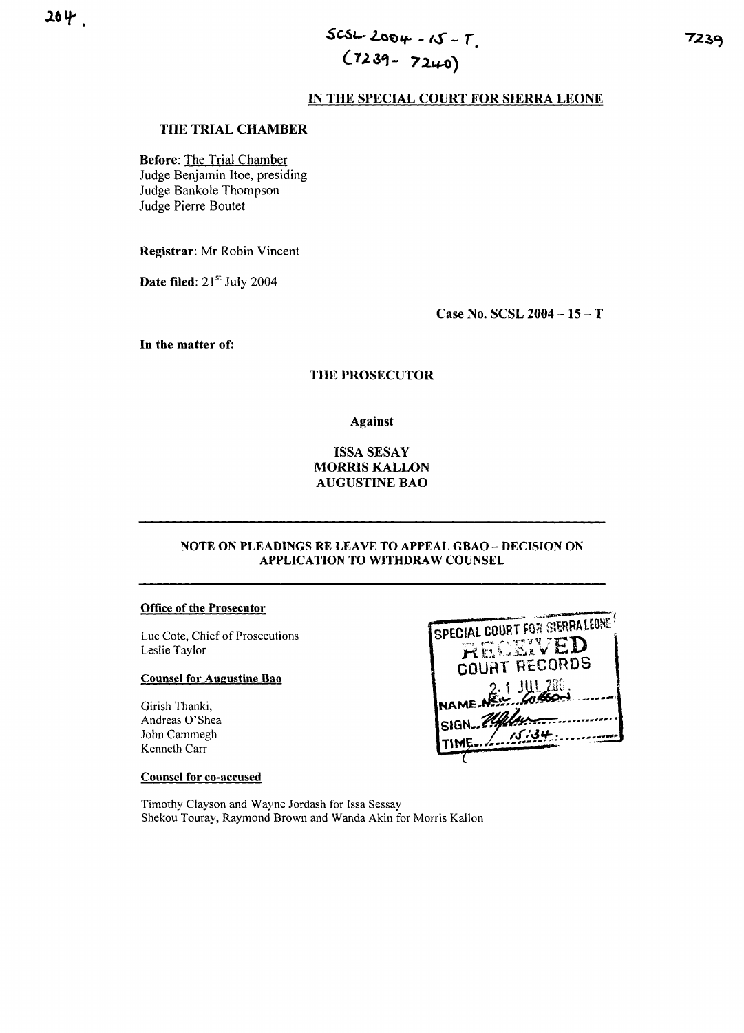204.

SCSL-2004-15-T.
(7239-7240)

7239

## IN THE SPECIAL COURT FOR SIERRA LEONE

**THE TRIAL CHAMBER**

**Before**: The Trial Chamber
Judge Benjamin Itoe, presiding
Judge Bankole Thompson
Judge Pierre Boutet

**Registrar**: Mr Robin Vincent

**Date filed**: 21st July 2004

**Case No. SCSL 2004 – 15 – T**

**In the matter of:**

**THE PROSECUTOR**

**Against**

**ISSA SESAY**
**MORRIS KALLON**
**AUGUSTINE BAO**

---

**NOTE ON PLEADINGS RE LEAVE TO APPEAL GBAO – DECISION ON APPLICATION TO WITHDRAW COUNSEL**

---

**Office of the Prosecutor**

Luc Cote, Chief of Prosecutions
Leslie Taylor

**Counsel for Augustine Bao**

Girish Thanki,
Andreas O'Shea
John Cammegh
Kenneth Carr

SPECIAL COURT FOR SIERRA LEONE
RECEIVED
COURT RECORDS
21 JUL 2004
NAME NEIL GIBSON
SIGN
TIME 15:34

**Counsel for co-accused**

Timothy Clayson and Wayne Jordash for Issa Sessay
Shekou Touray, Raymond Brown and Wanda Akin for Morris Kallon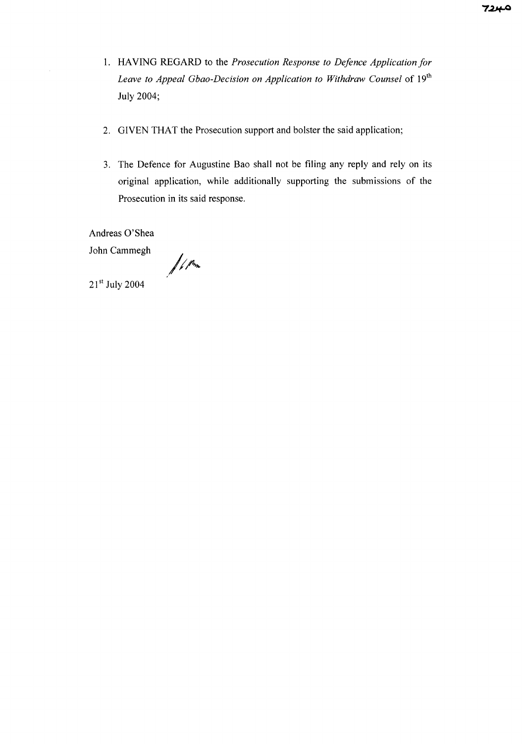1. HAVING REGARD to the *Prosecution Response to Defence Application for Leave to Appeal Gbao-Decision on Application to Withdraw Counsel* of 19th July 2004;

2. GIVEN THAT the Prosecution support and bolster the said application;

3. The Defence for Augustine Bao shall not be filing any reply and rely on its original application, while additionally supporting the submissions of the Prosecution in its said response.

Andreas O'Shea

John Cammegh

21st July 2004